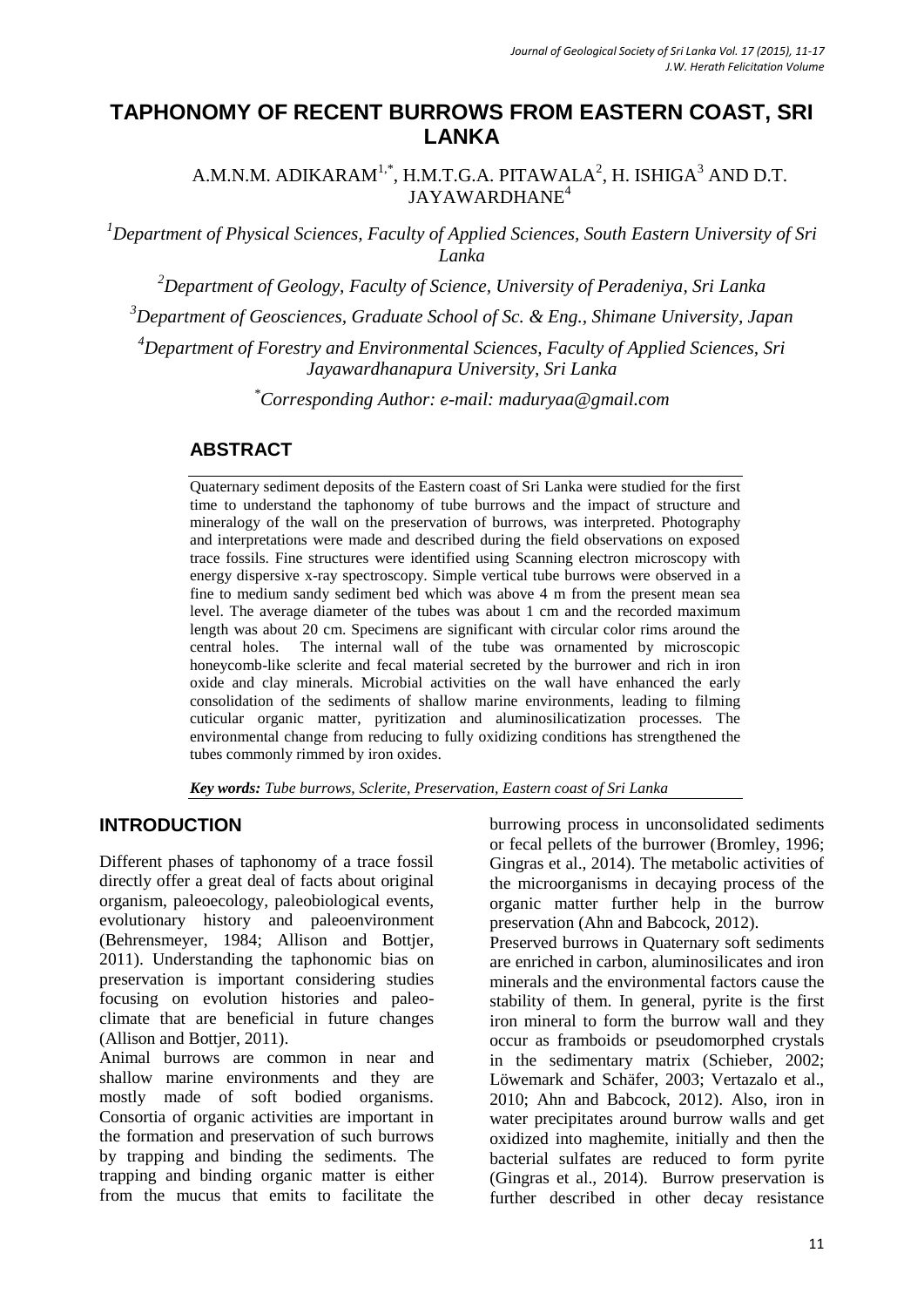# TAPHONOMY OF RECENT BURROWS FROM EASTERN COAST, SRI LANKA

A.M.N.M. ADIKARAM[1,*], H.M.T.G.A. PITAWALA[2], H. ISHIGA[3] AND D.T. JAYAWARDHANE[4]

[1]*Department of Physical Sciences, Faculty of Applied Sciences, South Eastern University of Sri Lanka*

[2]*Department of Geology, Faculty of Science, University of Peradeniya, Sri Lanka*

[3]*Department of Geosciences, Graduate School of Sc. & Eng., Shimane University, Japan*

[4]*Department of Forestry and Environmental Sciences, Faculty of Applied Sciences, Sri Jayawardhanapura University, Sri Lanka*

[*]*Corresponding Author: e-mail: maduryaa@gmail.com*

## ABSTRACT

Quaternary sediment deposits of the Eastern coast of Sri Lanka were studied for the first time to understand the taphonomy of tube burrows and the impact of structure and mineralogy of the wall on the preservation of burrows, was interpreted. Photography and interpretations were made and described during the field observations on exposed trace fossils. Fine structures were identified using Scanning electron microscopy with energy dispersive x-ray spectroscopy. Simple vertical tube burrows were observed in a fine to medium sandy sediment bed which was above 4 m from the present mean sea level. The average diameter of the tubes was about 1 cm and the recorded maximum length was about 20 cm. Specimens are significant with circular color rims around the central holes. The internal wall of the tube was ornamented by microscopic honeycomb-like sclerite and fecal material secreted by the burrower and rich in iron oxide and clay minerals. Microbial activities on the wall have enhanced the early consolidation of the sediments of shallow marine environments, leading to filming cuticular organic matter, pyritization and aluminosilicatization processes. The environmental change from reducing to fully oxidizing conditions has strengthened the tubes commonly rimmed by iron oxides.

***Key words:*** *Tube burrows, Sclerite, Preservation, Eastern coast of Sri Lanka*

## INTRODUCTION

Different phases of taphonomy of a trace fossil directly offer a great deal of facts about original organism, paleoecology, paleobiological events, evolutionary history and paleoenvironment (Behrensmeyer, 1984; Allison and Bottjer, 2011). Understanding the taphonomic bias on preservation is important considering studies focusing on evolution histories and paleo-climate that are beneficial in future changes (Allison and Bottjer, 2011).

Animal burrows are common in near and shallow marine environments and they are mostly made of soft bodied organisms. Consortia of organic activities are important in the formation and preservation of such burrows by trapping and binding the sediments. The trapping and binding organic matter is either from the mucus that emits to facilitate the burrowing process in unconsolidated sediments or fecal pellets of the burrower (Bromley, 1996; Gingras et al., 2014). The metabolic activities of the microorganisms in decaying process of the organic matter further help in the burrow preservation (Ahn and Babcock, 2012).

Preserved burrows in Quaternary soft sediments are enriched in carbon, aluminosilicates and iron minerals and the environmental factors cause the stability of them. In general, pyrite is the first iron mineral to form the burrow wall and they occur as framboids or pseudomorphed crystals in the sedimentary matrix (Schieber, 2002; Löwemark and Schäfer, 2003; Vertazalo et al., 2010; Ahn and Babcock, 2012). Also, iron in water precipitates around burrow walls and get oxidized into maghemite, initially and then the bacterial sulfates are reduced to form pyrite (Gingras et al., 2014). Burrow preservation is further described in other decay resistance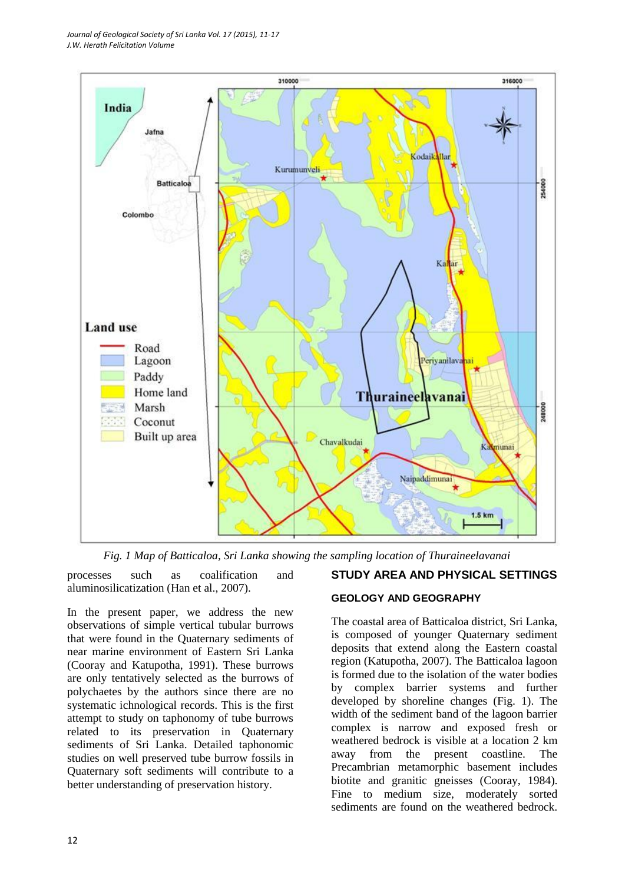Fig. 1 Map of Batticaloa, Sri Lanka showing the sampling location of Thuraineelavanai

processes such as coalification and aluminosilicatization (Han et al., 2007).

In the present paper, we address the new observations of simple vertical tubular burrows that were found in the Quaternary sediments of near marine environment of Eastern Sri Lanka (Cooray and Katupotha, 1991). These burrows are only tentatively selected as the burrows of polychaetes by the authors since there are no systematic ichnological records. This is the first attempt to study on taphonomy of tube burrows related to its preservation in Quaternary sediments of Sri Lanka. Detailed taphonomic studies on well preserved tube burrow fossils in Quaternary soft sediments will contribute to a better understanding of preservation history.

## STUDY AREA AND PHYSICAL SETTINGS

### GEOLOGY AND GEOGRAPHY

The coastal area of Batticaloa district, Sri Lanka, is composed of younger Quaternary sediment deposits that extend along the Eastern coastal region (Katupotha, 2007). The Batticaloa lagoon is formed due to the isolation of the water bodies by complex barrier systems and further developed by shoreline changes (Fig. 1). The width of the sediment band of the lagoon barrier complex is narrow and exposed fresh or weathered bedrock is visible at a location 2 km away from the present coastline. The Precambrian metamorphic basement includes biotite and granitic gneisses (Cooray, 1984). Fine to medium size, moderately sorted sediments are found on the weathered bedrock.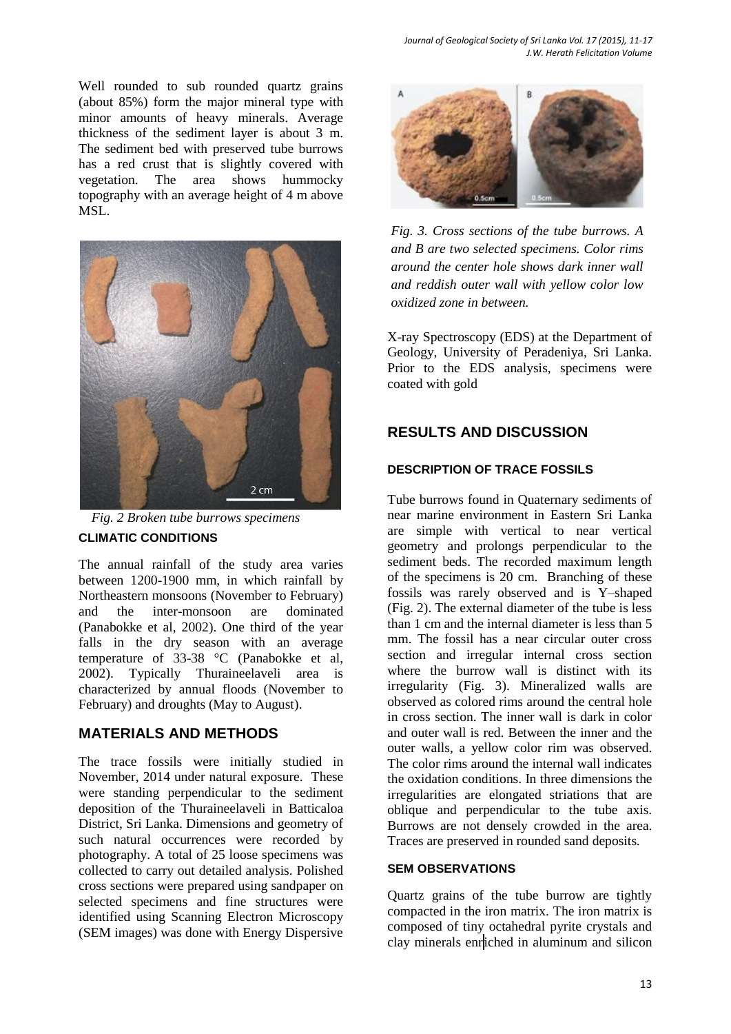Well rounded to sub rounded quartz grains (about 85%) form the major mineral type with minor amounts of heavy minerals. Average thickness of the sediment layer is about 3 m. The sediment bed with preserved tube burrows has a red crust that is slightly covered with vegetation. The area shows hummocky topography with an average height of 4 m above MSL.

*Fig. 2 Broken tube burrows specimens*

### CLIMATIC CONDITIONS

The annual rainfall of the study area varies between 1200-1900 mm, in which rainfall by Northeastern monsoons (November to February) and the inter-monsoon are dominated (Panabokke et al, 2002). One third of the year falls in the dry season with an average temperature of 33-38 °C (Panabokke et al, 2002). Typically Thuraineelaveli area is characterized by annual floods (November to February) and droughts (May to August).

## MATERIALS AND METHODS

The trace fossils were initially studied in November, 2014 under natural exposure. These were standing perpendicular to the sediment deposition of the Thuraineelaveli in Batticaloa District, Sri Lanka. Dimensions and geometry of such natural occurrences were recorded by photography. A total of 25 loose specimens was collected to carry out detailed analysis. Polished cross sections were prepared using sandpaper on selected specimens and fine structures were identified using Scanning Electron Microscopy (SEM images) was done with Energy Dispersive X-ray Spectroscopy (EDS) at the Department of Geology, University of Peradeniya, Sri Lanka. Prior to the EDS analysis, specimens were coated with gold

*Fig. 3. Cross sections of the tube burrows. A and B are two selected specimens. Color rims around the center hole shows dark inner wall and reddish outer wall with yellow color low oxidized zone in between.*

## RESULTS AND DISCUSSION

### DESCRIPTION OF TRACE FOSSILS

Tube burrows found in Quaternary sediments of near marine environment in Eastern Sri Lanka are simple with vertical to near vertical geometry and prolongs perpendicular to the sediment beds. The recorded maximum length of the specimens is 20 cm. Branching of these fossils was rarely observed and is Y–shaped (Fig. 2). The external diameter of the tube is less than 1 cm and the internal diameter is less than 5 mm. The fossil has a near circular outer cross section and irregular internal cross section where the burrow wall is distinct with its irregularity (Fig. 3). Mineralized walls are observed as colored rims around the central hole in cross section. The inner wall is dark in color and outer wall is red. Between the inner and the outer walls, a yellow color rim was observed. The color rims around the internal wall indicates the oxidation conditions. In three dimensions the irregularities are elongated striations that are oblique and perpendicular to the tube axis. Burrows are not densely crowded in the area. Traces are preserved in rounded sand deposits.

### SEM OBSERVATIONS

Quartz grains of the tube burrow are tightly compacted in the iron matrix. The iron matrix is composed of tiny octahedral pyrite crystals and clay minerals enriched in aluminum and silicon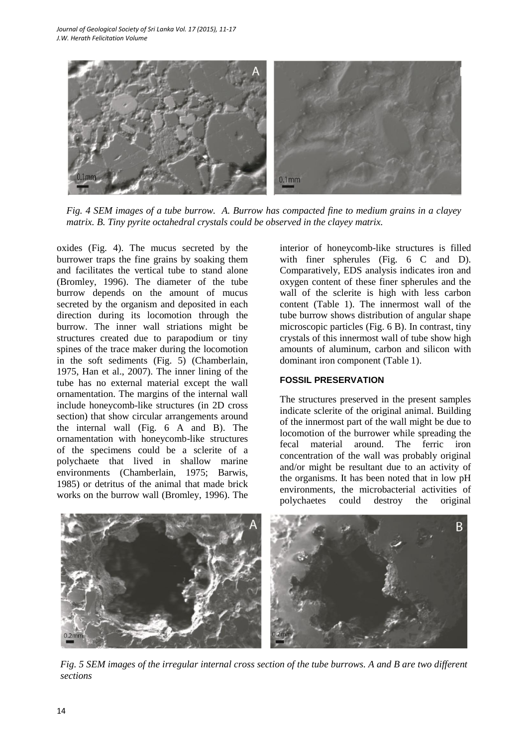*Fig. 4 SEM images of a tube burrow. A. Burrow has compacted fine to medium grains in a clayey matrix. B. Tiny pyrite octahedral crystals could be observed in the clayey matrix.*

oxides (Fig. 4). The mucus secreted by the burrower traps the fine grains by soaking them and facilitates the vertical tube to stand alone (Bromley, 1996). The diameter of the tube burrow depends on the amount of mucus secreted by the organism and deposited in each direction during its locomotion through the burrow. The inner wall striations might be structures created due to parapodium or tiny spines of the trace maker during the locomotion in the soft sediments (Fig. 5) (Chamberlain, 1975, Han et al., 2007). The inner lining of the tube has no external material except the wall ornamentation. The margins of the internal wall include honeycomb-like structures (in 2D cross section) that show circular arrangements around the internal wall (Fig. 6 A and B). The ornamentation with honeycomb-like structures of the specimens could be a sclerite of a polychaete that lived in shallow marine environments (Chamberlain, 1975; Barwis, 1985) or detritus of the animal that made brick works on the burrow wall (Bromley, 1996). The interior of honeycomb-like structures is filled with finer spherules (Fig. 6 C and D). Comparatively, EDS analysis indicates iron and oxygen content of these finer spherules and the wall of the sclerite is high with less carbon content (Table 1). The innermost wall of the tube burrow shows distribution of angular shape microscopic particles (Fig. 6 B). In contrast, tiny crystals of this innermost wall of tube show high amounts of aluminum, carbon and silicon with dominant iron component (Table 1).

## FOSSIL PRESERVATION

The structures preserved in the present samples indicate sclerite of the original animal. Building of the innermost part of the wall might be due to locomotion of the burrower while spreading the fecal material around. The ferric iron concentration of the wall was probably original and/or might be resultant due to an activity of the organisms. It has been noted that in low pH environments, the microbacterial activities of polychaetes could destroy the original

*Fig. 5 SEM images of the irregular internal cross section of the tube burrows. A and B are two different sections*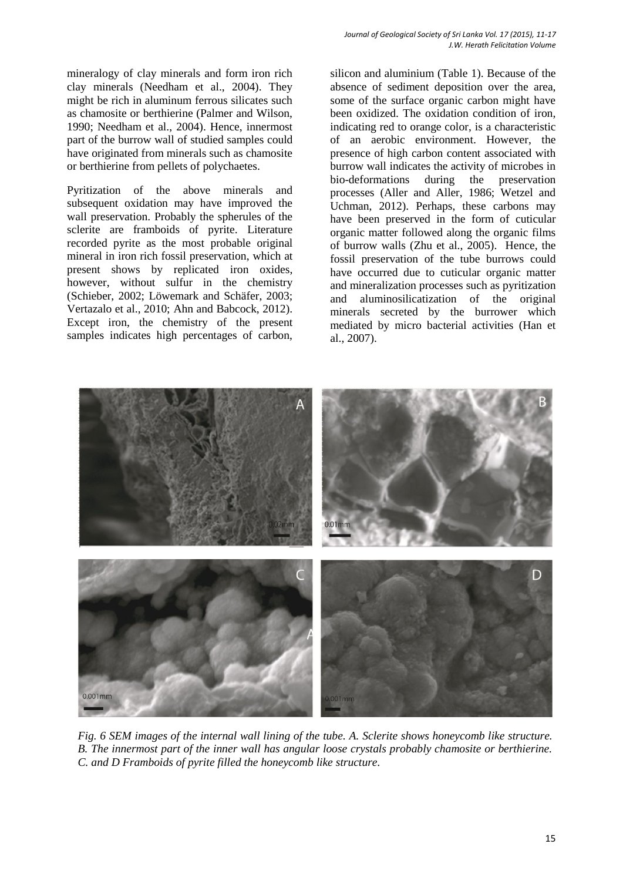mineralogy of clay minerals and form iron rich clay minerals (Needham et al., 2004). They might be rich in aluminum ferrous silicates such as chamosite or berthierine (Palmer and Wilson, 1990; Needham et al., 2004). Hence, innermost part of the burrow wall of studied samples could have originated from minerals such as chamosite or berthierine from pellets of polychaetes.

Pyritization of the above minerals and subsequent oxidation may have improved the wall preservation. Probably the spherules of the sclerite are framboids of pyrite. Literature recorded pyrite as the most probable original mineral in iron rich fossil preservation, which at present shows by replicated iron oxides, however, without sulfur in the chemistry (Schieber, 2002; Löwemark and Schäfer, 2003; Vertazalo et al., 2010; Ahn and Babcock, 2012). Except iron, the chemistry of the present samples indicates high percentages of carbon, silicon and aluminium (Table 1). Because of the absence of sediment deposition over the area, some of the surface organic carbon might have been oxidized. The oxidation condition of iron, indicating red to orange color, is a characteristic of an aerobic environment. However, the presence of high carbon content associated with burrow wall indicates the activity of microbes in bio-deformations during the preservation processes (Aller and Aller, 1986; Wetzel and Uchman, 2012). Perhaps, these carbons may have been preserved in the form of cuticular organic matter followed along the organic films of burrow walls (Zhu et al., 2005). Hence, the fossil preservation of the tube burrows could have occurred due to cuticular organic matter and mineralization processes such as pyritization and aluminosilicatization of the original minerals secreted by the burrower which mediated by micro bacterial activities (Han et al., 2007).

*Fig. 6 SEM images of the internal wall lining of the tube. A. Sclerite shows honeycomb like structure. B. The innermost part of the inner wall has angular loose crystals probably chamosite or berthierine. C. and D Framboids of pyrite filled the honeycomb like structure.*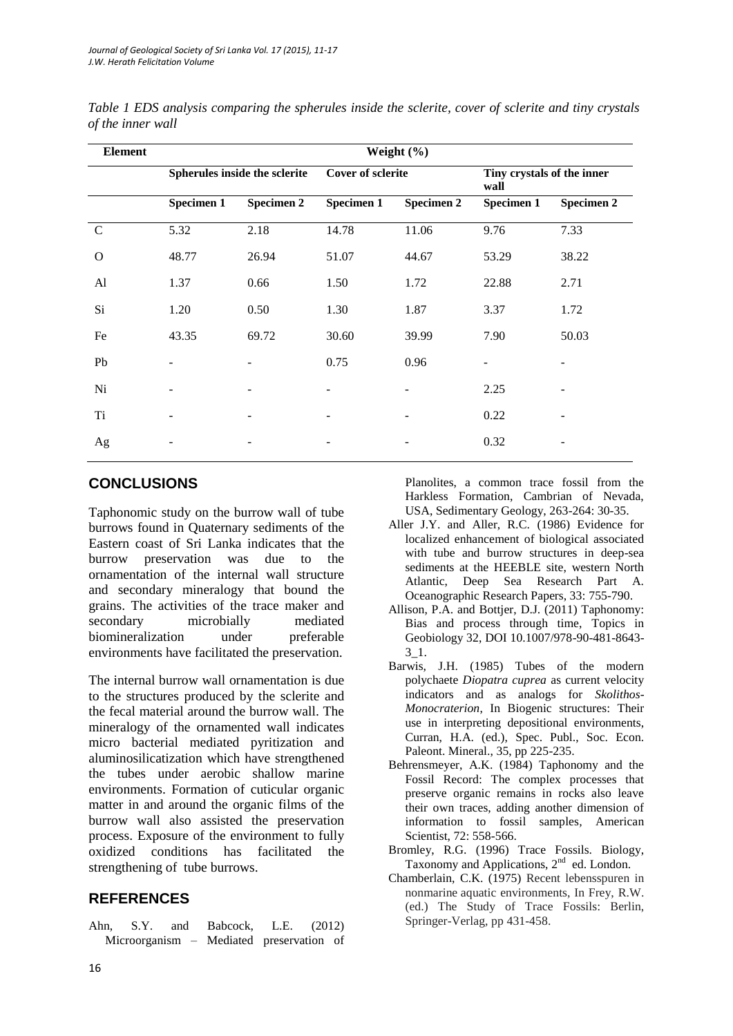*Table 1 EDS analysis comparing the spherules inside the sclerite, cover of sclerite and tiny crystals of the inner wall*

| Element | Weight (%) | | | | | |
|---|---|---|---|---|---|---|
| | Spherules inside the sclerite | | Cover of sclerite | | Tiny crystals of the inner wall | |
| | Specimen 1 | Specimen 2 | Specimen 1 | Specimen 2 | Specimen 1 | Specimen 2 |
| C | 5.32 | 2.18 | 14.78 | 11.06 | 9.76 | 7.33 |
| O | 48.77 | 26.94 | 51.07 | 44.67 | 53.29 | 38.22 |
| Al | 1.37 | 0.66 | 1.50 | 1.72 | 22.88 | 2.71 |
| Si | 1.20 | 0.50 | 1.30 | 1.87 | 3.37 | 1.72 |
| Fe | 43.35 | 69.72 | 30.60 | 39.99 | 7.90 | 50.03 |
| Pb | - | - | 0.75 | 0.96 | - | - |
| Ni | - | - | - | - | 2.25 | - |
| Ti | - | - | - | - | 0.22 | - |
| Ag | - | - | - | - | 0.32 | - |

## CONCLUSIONS

Taphonomic study on the burrow wall of tube burrows found in Quaternary sediments of the Eastern coast of Sri Lanka indicates that the burrow preservation was due to the ornamentation of the internal wall structure and secondary mineralogy that bound the grains. The activities of the trace maker and secondary microbially mediated biomineralization under preferable environments have facilitated the preservation.

The internal burrow wall ornamentation is due to the structures produced by the sclerite and the fecal material around the burrow wall. The mineralogy of the ornamented wall indicates micro bacterial mediated pyritization and aluminosilicatization which have strengthened the tubes under aerobic shallow marine environments. Formation of cuticular organic matter in and around the organic films of the burrow wall also assisted the preservation process. Exposure of the environment to fully oxidized conditions has facilitated the strengthening of tube burrows.

## REFERENCES

Ahn, S.Y. and Babcock, L.E. (2012) Microorganism – Mediated preservation of Planolites, a common trace fossil from the Harkless Formation, Cambrian of Nevada, USA, Sedimentary Geology, 263-264: 30-35.

Aller J.Y. and Aller, R.C. (1986) Evidence for localized enhancement of biological associated with tube and burrow structures in deep-sea sediments at the HEEBLE site, western North Atlantic, Deep Sea Research Part A. Oceanographic Research Papers, 33: 755-790.

Allison, P.A. and Bottjer, D.J. (2011) Taphonomy: Bias and process through time, Topics in Geobiology 32, DOI 10.1007/978-90-481-8643-3_1.

Barwis, J.H. (1985) Tubes of the modern polychaete *Diopatra cuprea* as current velocity indicators and as analogs for *Skolithos-Monocraterion*, In Biogenic structures: Their use in interpreting depositional environments, Curran, H.A. (ed.), Spec. Publ., Soc. Econ. Paleont. Mineral., 35, pp 225-235.

Behrensmeyer, A.K. (1984) Taphonomy and the Fossil Record: The complex processes that preserve organic remains in rocks also leave their own traces, adding another dimension of information to fossil samples, American Scientist, 72: 558-566.

Bromley, R.G. (1996) Trace Fossils. Biology, Taxonomy and Applications, 2nd ed. London.

Chamberlain, C.K. (1975) Recent lebensspuren in nonmarine aquatic environments, In Frey, R.W. (ed.) The Study of Trace Fossils: Berlin, Springer-Verlag, pp 431-458.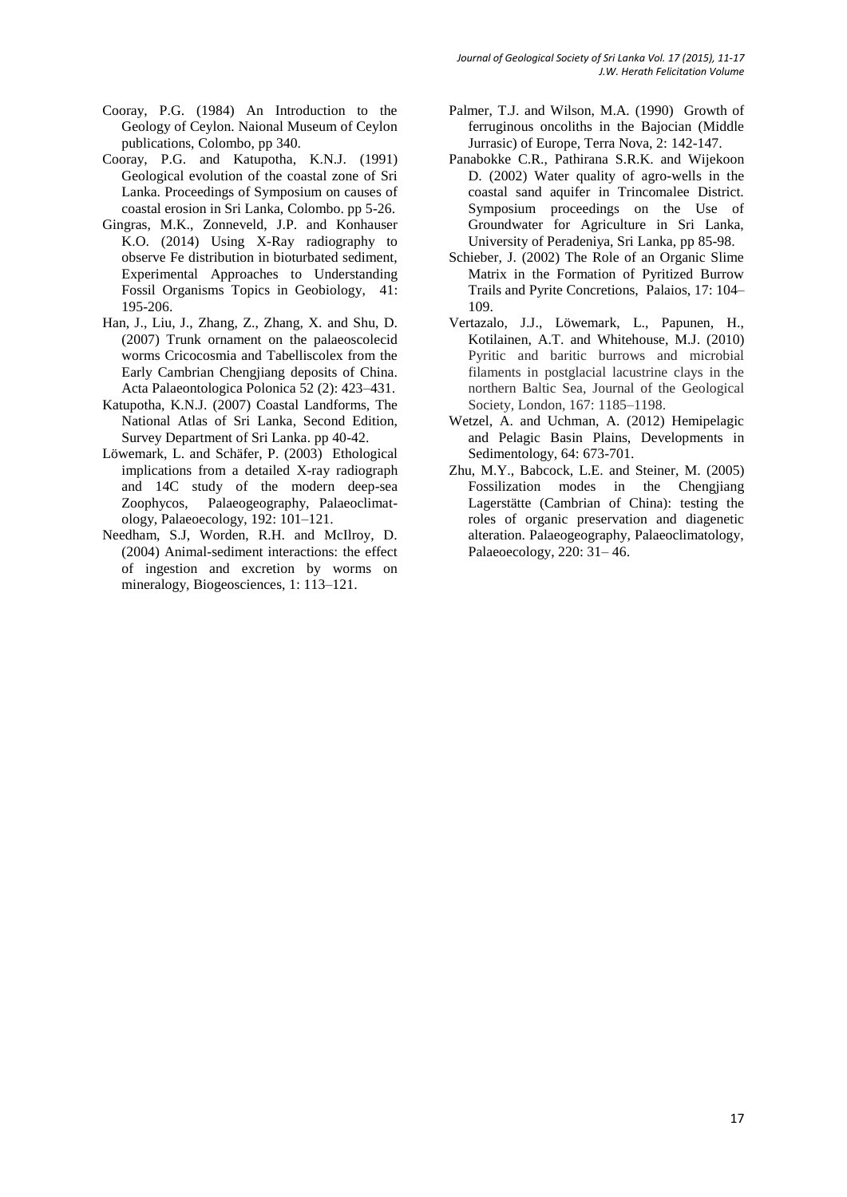Cooray, P.G. (1984) An Introduction to the Geology of Ceylon. Naional Museum of Ceylon publications, Colombo, pp 340.

Cooray, P.G. and Katupotha, K.N.J. (1991) Geological evolution of the coastal zone of Sri Lanka. Proceedings of Symposium on causes of coastal erosion in Sri Lanka, Colombo. pp 5-26.

Gingras, M.K., Zonneveld, J.P. and Konhauser K.O. (2014) Using X-Ray radiography to observe Fe distribution in bioturbated sediment, Experimental Approaches to Understanding Fossil Organisms Topics in Geobiology, 41: 195-206.

Han, J., Liu, J., Zhang, Z., Zhang, X. and Shu, D. (2007) Trunk ornament on the palaeoscolecid worms Cricocosmia and Tabelliscolex from the Early Cambrian Chengjiang deposits of China. Acta Palaeontologica Polonica 52 (2): 423–431.

Katupotha, K.N.J. (2007) Coastal Landforms, The National Atlas of Sri Lanka, Second Edition, Survey Department of Sri Lanka. pp 40-42.

Löwemark, L. and Schäfer, P. (2003) Ethological implications from a detailed X-ray radiograph and 14C study of the modern deep-sea Zoophycos, Palaeogeography, Palaeoclimatology, Palaeoecology, 192: 101–121.

Needham, S.J, Worden, R.H. and McIlroy, D. (2004) Animal-sediment interactions: the effect of ingestion and excretion by worms on mineralogy, Biogeosciences, 1: 113–121.

Palmer, T.J. and Wilson, M.A. (1990) Growth of ferruginous oncoliths in the Bajocian (Middle Jurrasic) of Europe, Terra Nova, 2: 142-147.

Panabokke C.R., Pathirana S.R.K. and Wijekoon D. (2002) Water quality of agro-wells in the coastal sand aquifer in Trincomalee District. Symposium proceedings on the Use of Groundwater for Agriculture in Sri Lanka, University of Peradeniya, Sri Lanka, pp 85-98.

Schieber, J. (2002) The Role of an Organic Slime Matrix in the Formation of Pyritized Burrow Trails and Pyrite Concretions, Palaios, 17: 104–109.

Vertazalo, J.J., Löwemark, L., Papunen, H., Kotilainen, A.T. and Whitehouse, M.J. (2010) Pyritic and baritic burrows and microbial filaments in postglacial lacustrine clays in the northern Baltic Sea, Journal of the Geological Society, London, 167: 1185–1198.

Wetzel, A. and Uchman, A. (2012) Hemipelagic and Pelagic Basin Plains, Developments in Sedimentology, 64: 673-701.

Zhu, M.Y., Babcock, L.E. and Steiner, M. (2005) Fossilization modes in the Chengjiang Lagerstätte (Cambrian of China): testing the roles of organic preservation and diagenetic alteration. Palaeogeography, Palaeoclimatology, Palaeoecology, 220: 31– 46.